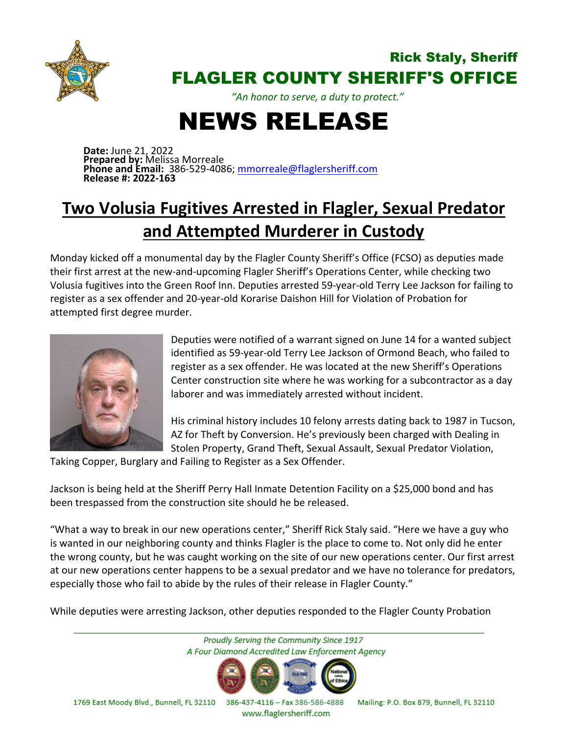Rick Staly, Sheriff

# FLAGLER COUNTY SHERIFF'S OFFICE

*"An honor to serve, a duty to protect."*

# NEWS RELEASE

**Date:** June 21, 2022
**Prepared by:** Melissa Morreale
**Phone and Email:** 386-529-4086; mmorreale@flaglersheriff.com
**Release #: 2022-163**

## Two Volusia Fugitives Arrested in Flagler, Sexual Predator and Attempted Murderer in Custody

Monday kicked off a monumental day by the Flagler County Sheriff's Office (FCSO) as deputies made their first arrest at the new-and-upcoming Flagler Sheriff's Operations Center, while checking two Volusia fugitives into the Green Roof Inn. Deputies arrested 59-year-old Terry Lee Jackson for failing to register as a sex offender and 20-year-old Korarise Daishon Hill for Violation of Probation for attempted first degree murder.

Deputies were notified of a warrant signed on June 14 for a wanted subject identified as 59-year-old Terry Lee Jackson of Ormond Beach, who failed to register as a sex offender. He was located at the new Sheriff's Operations Center construction site where he was working for a subcontractor as a day laborer and was immediately arrested without incident.

His criminal history includes 10 felony arrests dating back to 1987 in Tucson, AZ for Theft by Conversion. He's previously been charged with Dealing in Stolen Property, Grand Theft, Sexual Assault, Sexual Predator Violation, Taking Copper, Burglary and Failing to Register as a Sex Offender.

Jackson is being held at the Sheriff Perry Hall Inmate Detention Facility on a $25,000 bond and has been trespassed from the construction site should he be released.

"What a way to break in our new operations center," Sheriff Rick Staly said. "Here we have a guy who is wanted in our neighboring county and thinks Flagler is the place to come to. Not only did he enter the wrong county, but he was caught working on the site of our new operations center. Our first arrest at our new operations center happens to be a sexual predator and we have no tolerance for predators, especially those who fail to abide by the rules of their release in Flagler County."

While deputies were arresting Jackson, other deputies responded to the Flagler County Probation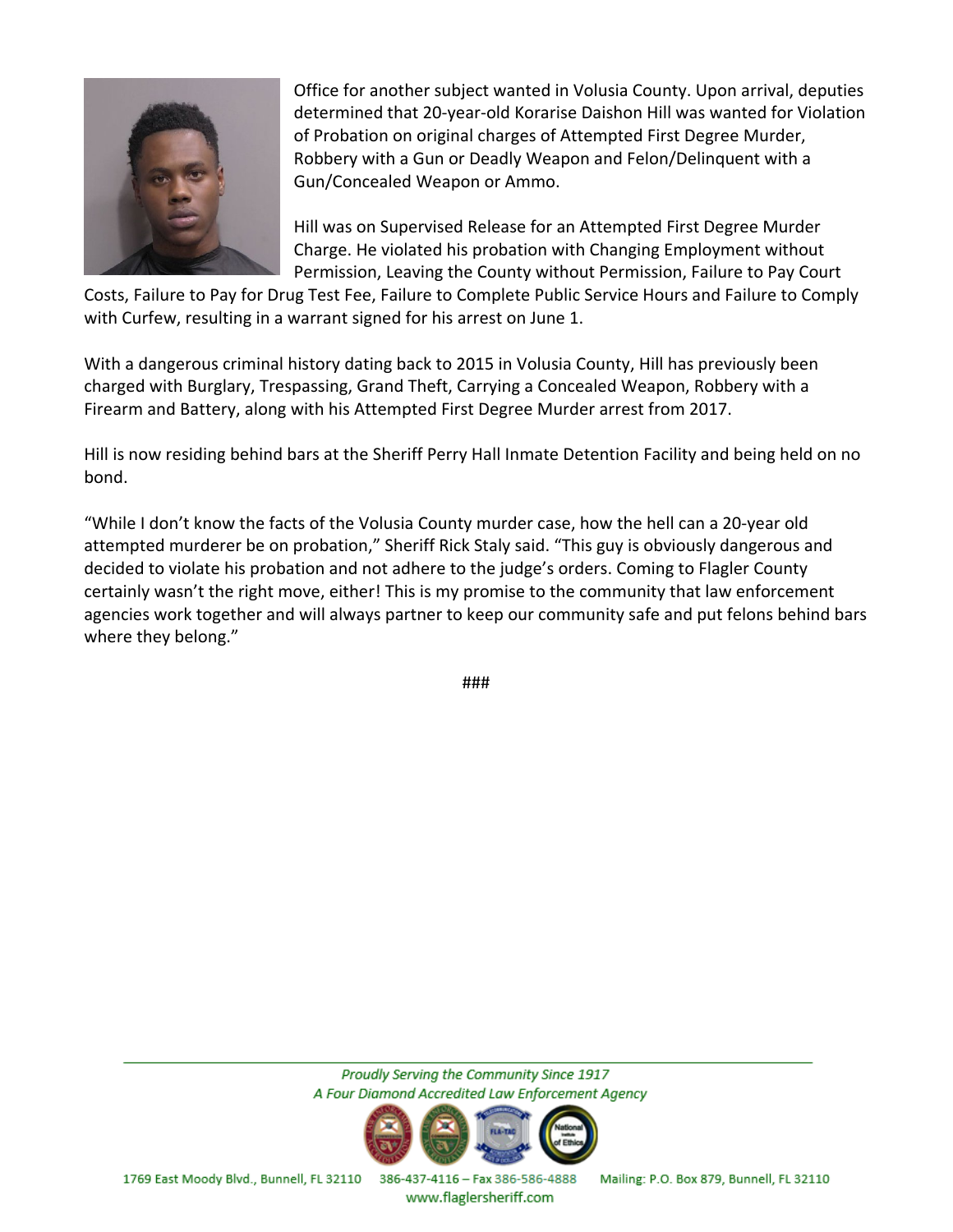Office for another subject wanted in Volusia County. Upon arrival, deputies determined that 20-year-old Korarise Daishon Hill was wanted for Violation of Probation on original charges of Attempted First Degree Murder, Robbery with a Gun or Deadly Weapon and Felon/Delinquent with a Gun/Concealed Weapon or Ammo.

Hill was on Supervised Release for an Attempted First Degree Murder Charge. He violated his probation with Changing Employment without Permission, Leaving the County without Permission, Failure to Pay Court Costs, Failure to Pay for Drug Test Fee, Failure to Complete Public Service Hours and Failure to Comply with Curfew, resulting in a warrant signed for his arrest on June 1.

With a dangerous criminal history dating back to 2015 in Volusia County, Hill has previously been charged with Burglary, Trespassing, Grand Theft, Carrying a Concealed Weapon, Robbery with a Firearm and Battery, along with his Attempted First Degree Murder arrest from 2017.

Hill is now residing behind bars at the Sheriff Perry Hall Inmate Detention Facility and being held on no bond.

"While I don't know the facts of the Volusia County murder case, how the hell can a 20-year old attempted murderer be on probation," Sheriff Rick Staly said. "This guy is obviously dangerous and decided to violate his probation and not adhere to the judge's orders. Coming to Flagler County certainly wasn't the right move, either! This is my promise to the community that law enforcement agencies work together and will always partner to keep our community safe and put felons behind bars where they belong."

###

*Proudly Serving the Community Since 1917*
*A Four Diamond Accredited Law Enforcement Agency*

1769 East Moody Blvd., Bunnell, FL 32110 386-437-4116 – Fax 386-586-4888 Mailing: P.O. Box 879, Bunnell, FL 32110
www.flaglersheriff.com